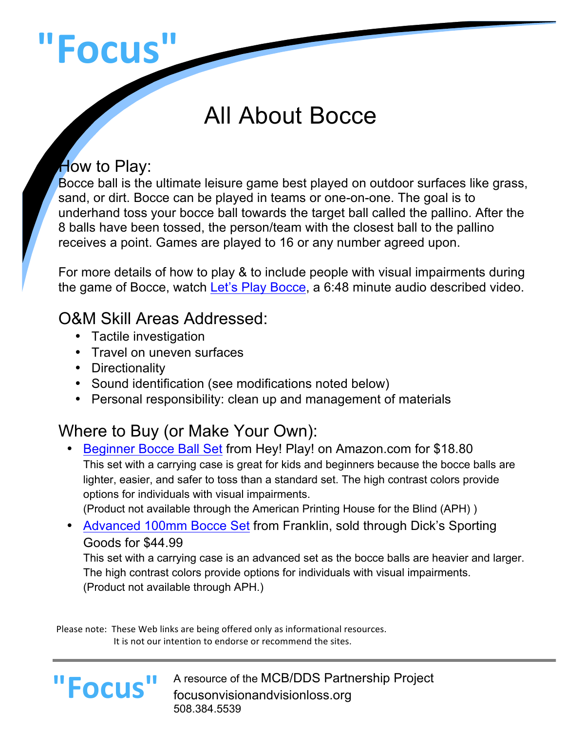# "Focus"

## All About Bocce

### How to Play:

Bocce ball is the ultimate leisure game best played on outdoor surfaces like grass, sand, or dirt. Bocce can be played in teams or one-on-one. The goal is to underhand toss your bocce ball towards the target ball called the pallino. After the 8 balls have been tossed, the person/team with the closest ball to the pallino receives a point. Games are played to 16 or any number agreed upon.

For more details of how to play & to include people with visual impairments during the game of Bocce, watch Let's Play Bocce, a 6:48 minute audio described video.

### O&M Skill Areas Addressed:

- Tactile investigation
- Travel on uneven surfaces
- Directionality
- Sound identification (see modifications noted below)
- Personal responsibility: clean up and management of materials

### Where to Buy (or Make Your Own):

- Beginner Bocce Ball Set from Hey! Play! on Amazon.com for $18.80
  This set with a carrying case is great for kids and beginners because the bocce balls are lighter, easier, and safer to toss than a standard set. The high contrast colors provide options for individuals with visual impairments.
  (Product not available through the American Printing House for the Blind (APH) )
- Advanced 100mm Bocce Set from Franklin, sold through Dick's Sporting Goods for $44.99
  This set with a carrying case is an advanced set as the bocce balls are heavier and larger. The high contrast colors provide options for individuals with visual impairments.
  (Product not available through APH.)

Please note: These Web links are being offered only as informational resources. It is not our intention to endorse or recommend the sites.

---

"Focus" A resource of the MCB/DDS Partnership Project
focusonvisionandvisionloss.org
508.384.5539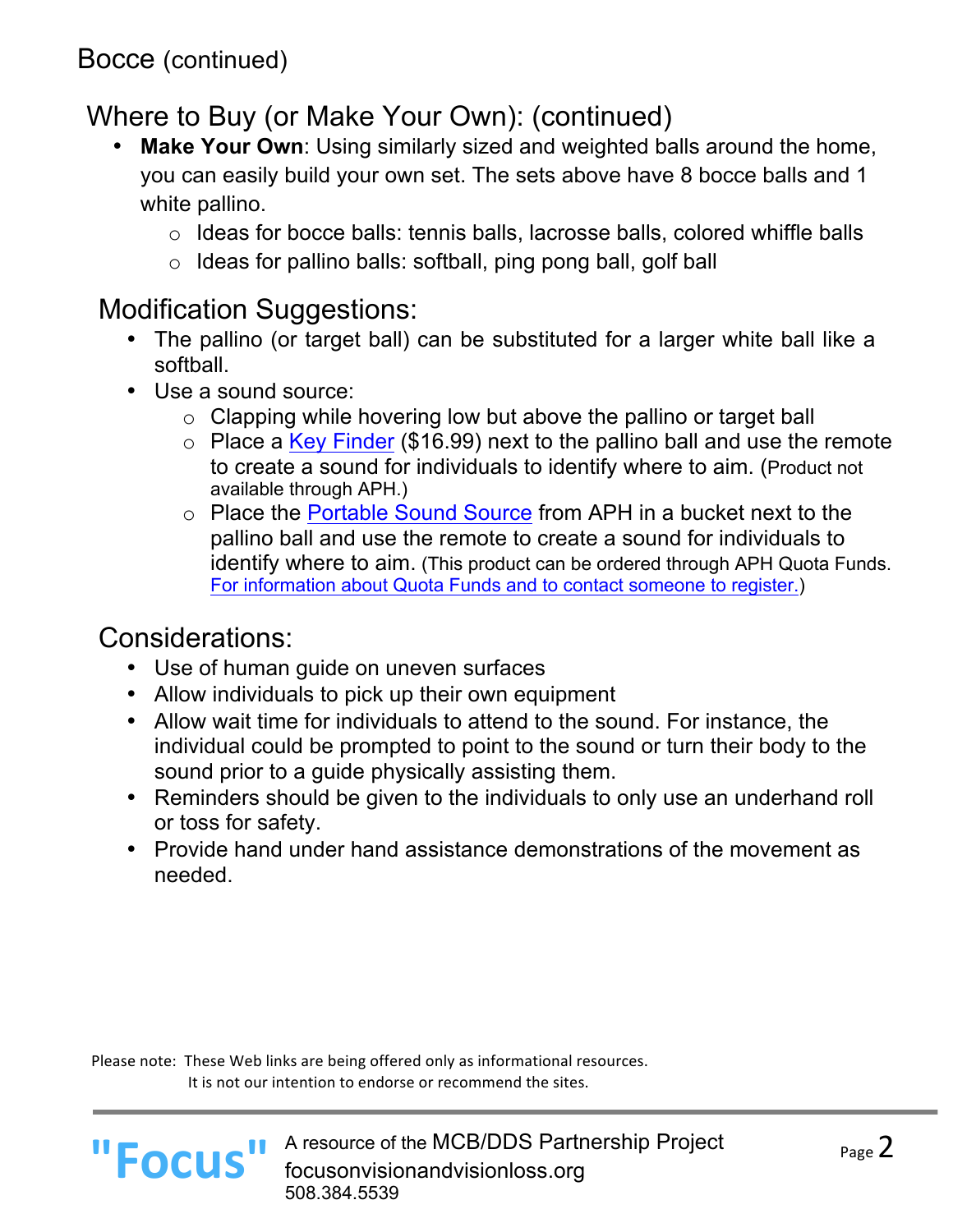Bocce (continued)

## Where to Buy (or Make Your Own): (continued)

- **Make Your Own**: Using similarly sized and weighted balls around the home, you can easily build your own set. The sets above have 8 bocce balls and 1 white pallino.
  - Ideas for bocce balls: tennis balls, lacrosse balls, colored whiffle balls
  - Ideas for pallino balls: softball, ping pong ball, golf ball

## Modification Suggestions:

- The pallino (or target ball) can be substituted for a larger white ball like a softball.
- Use a sound source:
  - Clapping while hovering low but above the pallino or target ball
  - Place a Key Finder ($16.99) next to the pallino ball and use the remote to create a sound for individuals to identify where to aim. (Product not available through APH.)
  - Place the Portable Sound Source from APH in a bucket next to the pallino ball and use the remote to create a sound for individuals to identify where to aim. (This product can be ordered through APH Quota Funds. For information about Quota Funds and to contact someone to register.)

## Considerations:

- Use of human guide on uneven surfaces
- Allow individuals to pick up their own equipment
- Allow wait time for individuals to attend to the sound. For instance, the individual could be prompted to point to the sound or turn their body to the sound prior to a guide physically assisting them.
- Reminders should be given to the individuals to only use an underhand roll or toss for safety.
- Provide hand under hand assistance demonstrations of the movement as needed.

Please note: These Web links are being offered only as informational resources. It is not our intention to endorse or recommend the sites.

"Focus" A resource of the MCB/DDS Partnership Project
focusonvisionandvisionloss.org
508.384.5539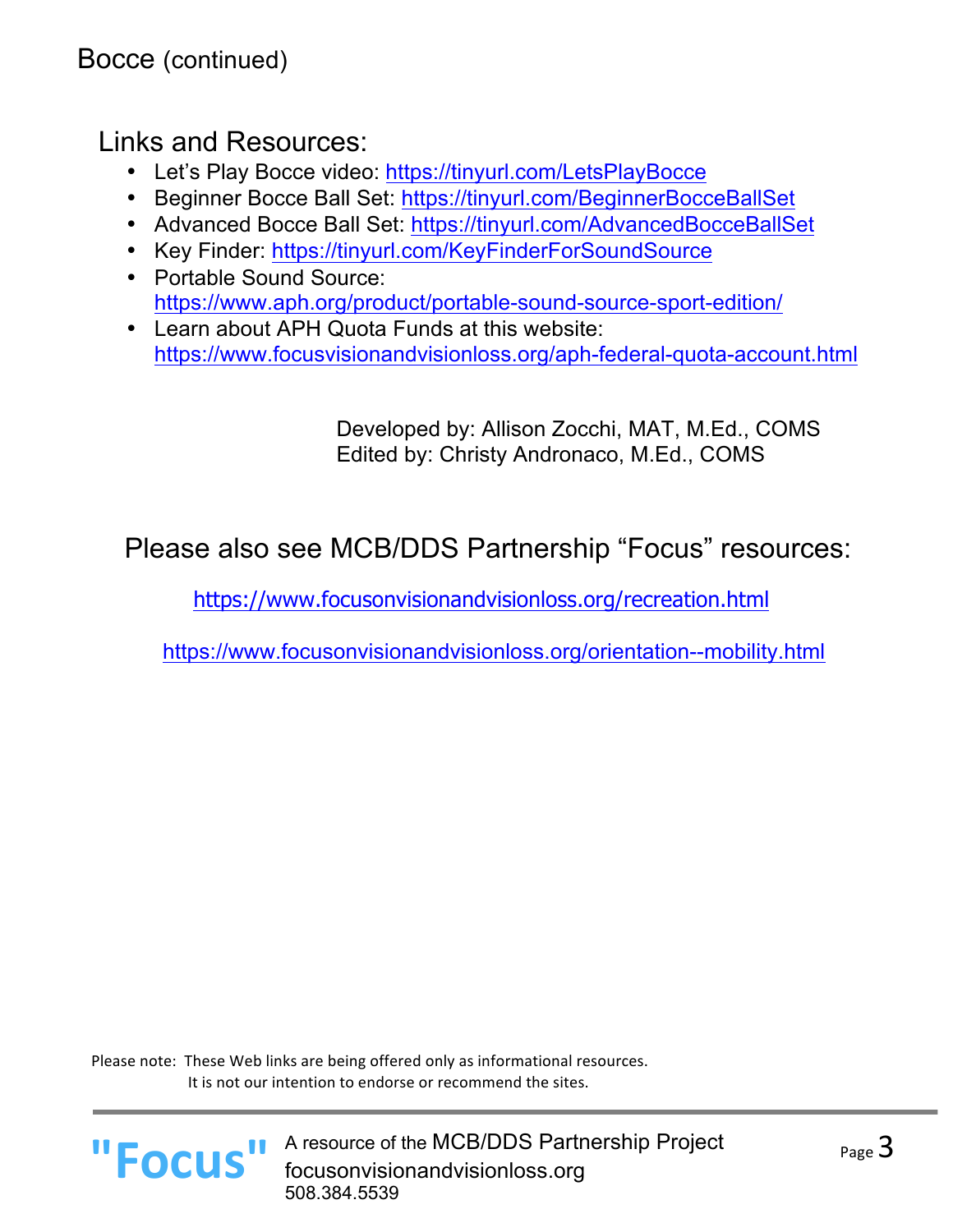Bocce (continued)

## Links and Resources:

- Let's Play Bocce video: https://tinyurl.com/LetsPlayBocce
- Beginner Bocce Ball Set: https://tinyurl.com/BeginnerBocceBallSet
- Advanced Bocce Ball Set: https://tinyurl.com/AdvancedBocceBallSet
- Key Finder: https://tinyurl.com/KeyFinderForSoundSource
- Portable Sound Source: https://www.aph.org/product/portable-sound-source-sport-edition/
- Learn about APH Quota Funds at this website: https://www.focusvisionandvisionloss.org/aph-federal-quota-account.html

Developed by: Allison Zocchi, MAT, M.Ed., COMS
Edited by: Christy Andronaco, M.Ed., COMS

## Please also see MCB/DDS Partnership "Focus" resources:

https://www.focusonvisionandvisionloss.org/recreation.html

https://www.focusonvisionandvisionloss.org/orientation--mobility.html

Please note: These Web links are being offered only as informational resources. It is not our intention to endorse or recommend the sites.

"Focus" A resource of the MCB/DDS Partnership Project
focusonvisionandvisionloss.org
508.384.5539